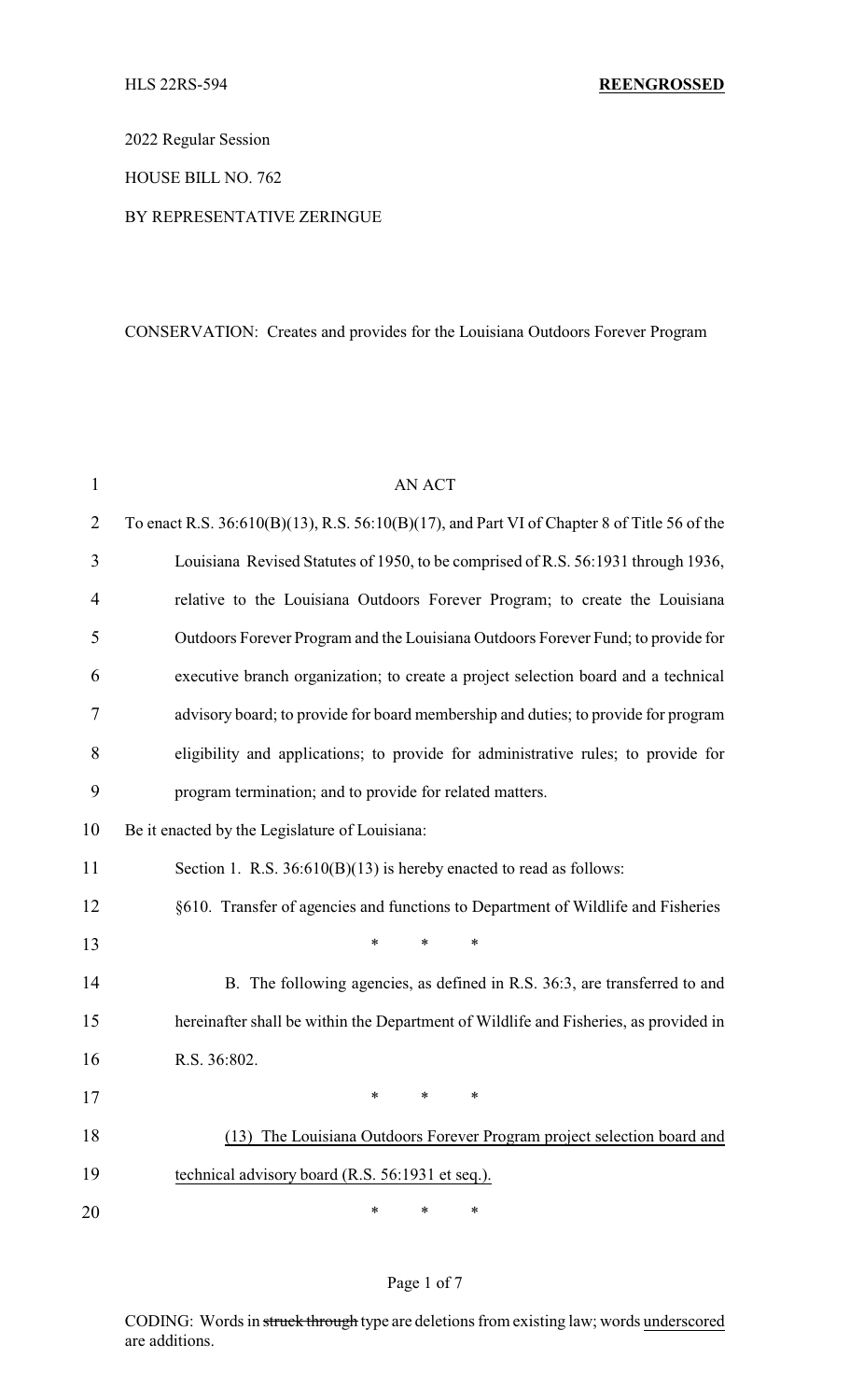HLS 22RS-594 **REENGROSSED**

2022 Regular Session

HOUSE BILL NO. 762

BY REPRESENTATIVE ZERINGUE

CONSERVATION: Creates and provides for the Louisiana Outdoors Forever Program

AN ACT

To enact R.S. 36:610(B)(13), R.S. 56:10(B)(17), and Part VI of Chapter 8 of Title 56 of the Louisiana Revised Statutes of 1950, to be comprised of R.S. 56:1931 through 1936, relative to the Louisiana Outdoors Forever Program; to create the Louisiana Outdoors Forever Program and the Louisiana Outdoors Forever Fund; to provide for executive branch organization; to create a project selection board and a technical advisory board; to provide for board membership and duties; to provide for program eligibility and applications; to provide for administrative rules; to provide for program termination; and to provide for related matters.

Be it enacted by the Legislature of Louisiana:

Section 1. R.S. 36:610(B)(13) is hereby enacted to read as follows:

§610. Transfer of agencies and functions to Department of Wildlife and Fisheries

\* \* \*

B. The following agencies, as defined in R.S. 36:3, are transferred to and hereinafter shall be within the Department of Wildlife and Fisheries, as provided in R.S. 36:802.

\* \* \*

(13) The Louisiana Outdoors Forever Program project selection board and technical advisory board (R.S. 56:1931 et seq.).

\* \* \*

CODING: Words in ~~struck through~~ type are deletions from existing law; words underscored are additions.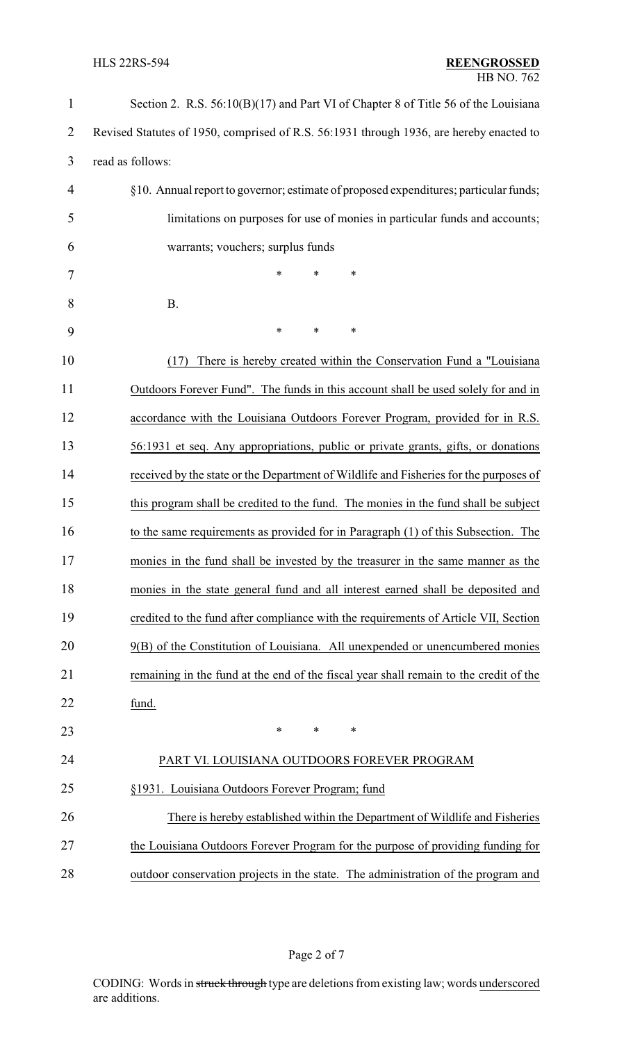Section 2. R.S. 56:10(B)(17) and Part VI of Chapter 8 of Title 56 of the Louisiana Revised Statutes of 1950, comprised of R.S. 56:1931 through 1936, are hereby enacted to read as follows:

§10. Annual report to governor; estimate of proposed expenditures; particular funds; limitations on purposes for use of monies in particular funds and accounts; warrants; vouchers; surplus funds

\* \* \*

B.

\* \* \*

(17) There is hereby created within the Conservation Fund a "Louisiana Outdoors Forever Fund". The funds in this account shall be used solely for and in accordance with the Louisiana Outdoors Forever Program, provided for in R.S. 56:1931 et seq. Any appropriations, public or private grants, gifts, or donations received by the state or the Department of Wildlife and Fisheries for the purposes of this program shall be credited to the fund. The monies in the fund shall be subject to the same requirements as provided for in Paragraph (1) of this Subsection. The monies in the fund shall be invested by the treasurer in the same manner as the monies in the state general fund and all interest earned shall be deposited and credited to the fund after compliance with the requirements of Article VII, Section 9(B) of the Constitution of Louisiana. All unexpended or unencumbered monies remaining in the fund at the end of the fiscal year shall remain to the credit of the fund.

\* \* \*

PART VI. LOUISIANA OUTDOORS FOREVER PROGRAM

§1931. Louisiana Outdoors Forever Program; fund

There is hereby established within the Department of Wildlife and Fisheries the Louisiana Outdoors Forever Program for the purpose of providing funding for outdoor conservation projects in the state. The administration of the program and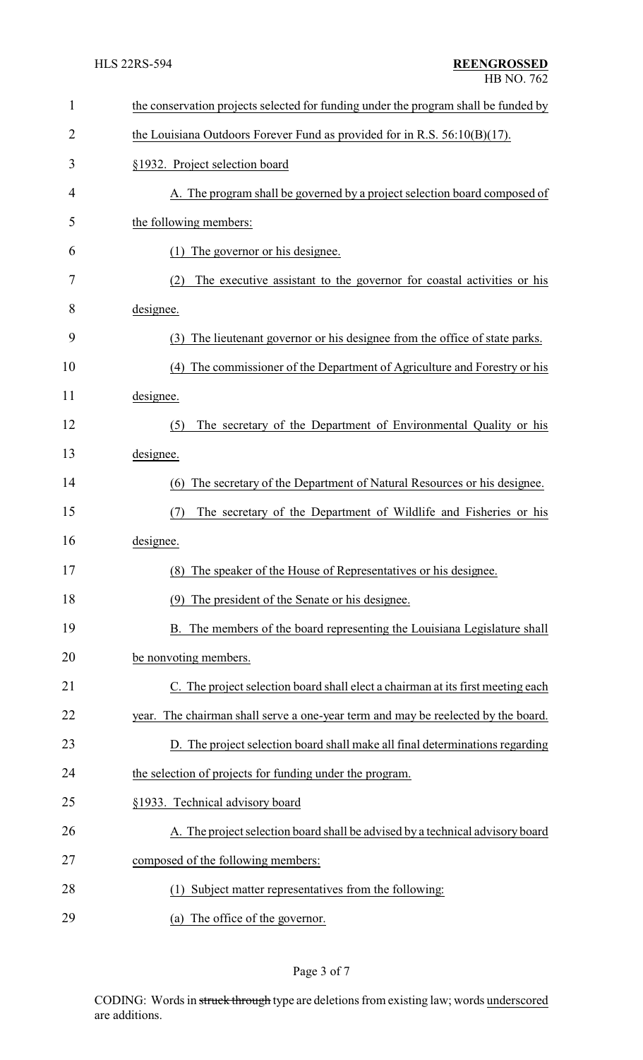the conservation projects selected for funding under the program shall be funded by the Louisiana Outdoors Forever Fund as provided for in R.S. 56:10(B)(17).

§1932. Project selection board

A. The program shall be governed by a project selection board composed of the following members:

(1) The governor or his designee.

(2) The executive assistant to the governor for coastal activities or his designee.

(3) The lieutenant governor or his designee from the office of state parks.

(4) The commissioner of the Department of Agriculture and Forestry or his designee.

(5) The secretary of the Department of Environmental Quality or his designee.

(6) The secretary of the Department of Natural Resources or his designee.

(7) The secretary of the Department of Wildlife and Fisheries or his designee.

(8) The speaker of the House of Representatives or his designee.

(9) The president of the Senate or his designee.

B. The members of the board representing the Louisiana Legislature shall be nonvoting members.

C. The project selection board shall elect a chairman at its first meeting each year. The chairman shall serve a one-year term and may be reelected by the board.

D. The project selection board shall make all final determinations regarding the selection of projects for funding under the program.

§1933. Technical advisory board

A. The project selection board shall be advised by a technical advisory board composed of the following members:

(1) Subject matter representatives from the following:

(a) The office of the governor.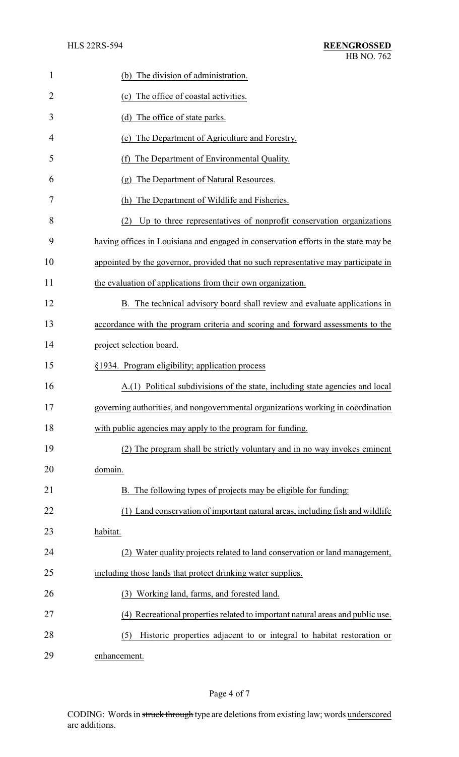(b) The division of administration.

(c) The office of coastal activities.

(d) The office of state parks.

(e) The Department of Agriculture and Forestry.

(f) The Department of Environmental Quality.

(g) The Department of Natural Resources.

(h) The Department of Wildlife and Fisheries.

(2) Up to three representatives of nonprofit conservation organizations having offices in Louisiana and engaged in conservation efforts in the state may be appointed by the governor, provided that no such representative may participate in the evaluation of applications from their own organization.

B. The technical advisory board shall review and evaluate applications in accordance with the program criteria and scoring and forward assessments to the project selection board.

§1934. Program eligibility; application process

A.(1) Political subdivisions of the state, including state agencies and local governing authorities, and nongovernmental organizations working in coordination with public agencies may apply to the program for funding.

(2) The program shall be strictly voluntary and in no way invokes eminent domain.

B. The following types of projects may be eligible for funding:

(1) Land conservation of important natural areas, including fish and wildlife habitat.

(2) Water quality projects related to land conservation or land management, including those lands that protect drinking water supplies.

(3) Working land, farms, and forested land.

(4) Recreational properties related to important natural areas and public use.

(5) Historic properties adjacent to or integral to habitat restoration or enhancement.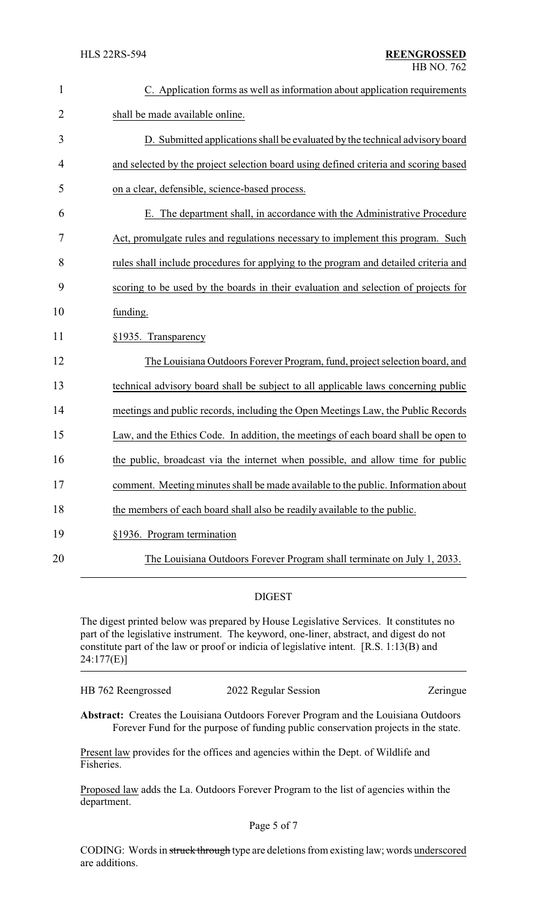C. Application forms as well as information about application requirements shall be made available online.

D. Submitted applications shall be evaluated by the technical advisory board and selected by the project selection board using defined criteria and scoring based on a clear, defensible, science-based process.

E. The department shall, in accordance with the Administrative Procedure Act, promulgate rules and regulations necessary to implement this program. Such rules shall include procedures for applying to the program and detailed criteria and scoring to be used by the boards in their evaluation and selection of projects for funding.

§1935. Transparency

The Louisiana Outdoors Forever Program, fund, project selection board, and technical advisory board shall be subject to all applicable laws concerning public meetings and public records, including the Open Meetings Law, the Public Records Law, and the Ethics Code. In addition, the meetings of each board shall be open to the public, broadcast via the internet when possible, and allow time for public comment. Meeting minutes shall be made available to the public. Information about the members of each board shall also be readily available to the public.

§1936. Program termination

The Louisiana Outdoors Forever Program shall terminate on July 1, 2033.

## DIGEST

The digest printed below was prepared by House Legislative Services. It constitutes no part of the legislative instrument. The keyword, one-liner, abstract, and digest do not constitute part of the law or proof or indicia of legislative intent. [R.S. 1:13(B) and 24:177(E)]

HB 762 Reengrossed — 2022 Regular Session — Zeringue

**Abstract:** Creates the Louisiana Outdoors Forever Program and the Louisiana Outdoors Forever Fund for the purpose of funding public conservation projects in the state.

Present law provides for the offices and agencies within the Dept. of Wildlife and Fisheries.

Proposed law adds the La. Outdoors Forever Program to the list of agencies within the department.

CODING: Words in ~~struck through~~ type are deletions from existing law; words underscored are additions.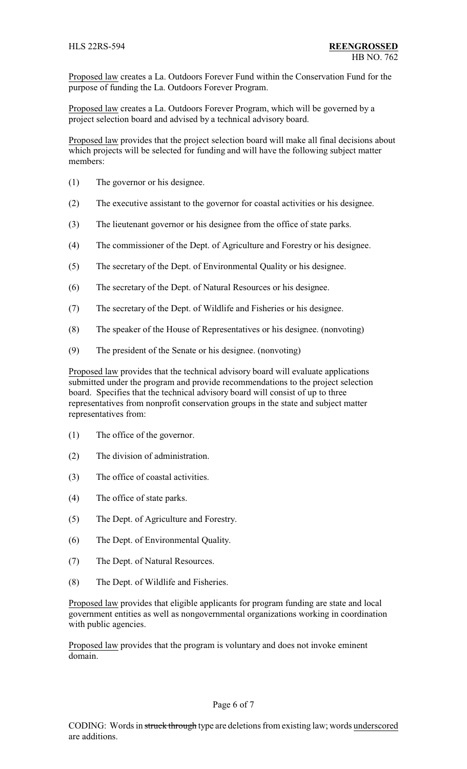Proposed law creates a La. Outdoors Forever Fund within the Conservation Fund for the purpose of funding the La. Outdoors Forever Program.

Proposed law creates a La. Outdoors Forever Program, which will be governed by a project selection board and advised by a technical advisory board.

Proposed law provides that the project selection board will make all final decisions about which projects will be selected for funding and will have the following subject matter members:

(1) The governor or his designee.

(2) The executive assistant to the governor for coastal activities or his designee.

(3) The lieutenant governor or his designee from the office of state parks.

(4) The commissioner of the Dept. of Agriculture and Forestry or his designee.

(5) The secretary of the Dept. of Environmental Quality or his designee.

(6) The secretary of the Dept. of Natural Resources or his designee.

(7) The secretary of the Dept. of Wildlife and Fisheries or his designee.

(8) The speaker of the House of Representatives or his designee. (nonvoting)

(9) The president of the Senate or his designee. (nonvoting)

Proposed law provides that the technical advisory board will evaluate applications submitted under the program and provide recommendations to the project selection board. Specifies that the technical advisory board will consist of up to three representatives from nonprofit conservation groups in the state and subject matter representatives from:

(1) The office of the governor.

(2) The division of administration.

(3) The office of coastal activities.

(4) The office of state parks.

(5) The Dept. of Agriculture and Forestry.

(6) The Dept. of Environmental Quality.

(7) The Dept. of Natural Resources.

(8) The Dept. of Wildlife and Fisheries.

Proposed law provides that eligible applicants for program funding are state and local government entities as well as nongovernmental organizations working in coordination with public agencies.

Proposed law provides that the program is voluntary and does not invoke eminent domain.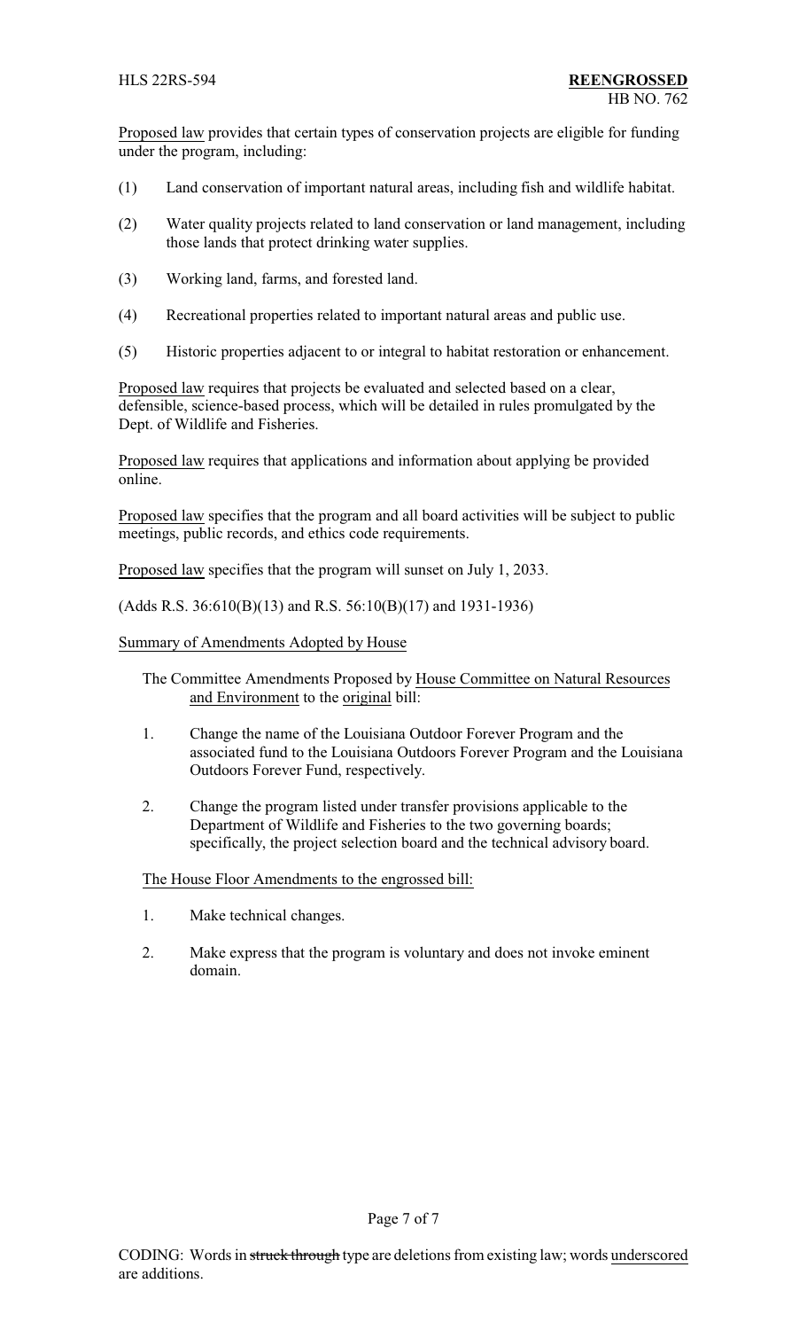Proposed law provides that certain types of conservation projects are eligible for funding under the program, including:

(1) Land conservation of important natural areas, including fish and wildlife habitat.

(2) Water quality projects related to land conservation or land management, including those lands that protect drinking water supplies.

(3) Working land, farms, and forested land.

(4) Recreational properties related to important natural areas and public use.

(5) Historic properties adjacent to or integral to habitat restoration or enhancement.

Proposed law requires that projects be evaluated and selected based on a clear, defensible, science-based process, which will be detailed in rules promulgated by the Dept. of Wildlife and Fisheries.

Proposed law requires that applications and information about applying be provided online.

Proposed law specifies that the program and all board activities will be subject to public meetings, public records, and ethics code requirements.

Proposed law specifies that the program will sunset on July 1, 2033.

(Adds R.S. 36:610(B)(13) and R.S. 56:10(B)(17) and 1931-1936)

Summary of Amendments Adopted by House

The Committee Amendments Proposed by House Committee on Natural Resources and Environment to the original bill:

1. Change the name of the Louisiana Outdoor Forever Program and the associated fund to the Louisiana Outdoors Forever Program and the Louisiana Outdoors Forever Fund, respectively.

2. Change the program listed under transfer provisions applicable to the Department of Wildlife and Fisheries to the two governing boards; specifically, the project selection board and the technical advisory board.

The House Floor Amendments to the engrossed bill:

1. Make technical changes.

2. Make express that the program is voluntary and does not invoke eminent domain.